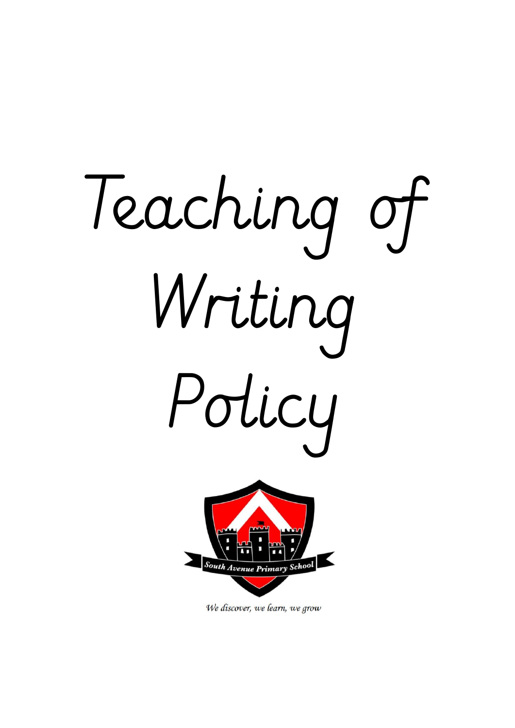# Teaching of Writing Policy

South Avenue Primary School

*We discover, we learn, we grow*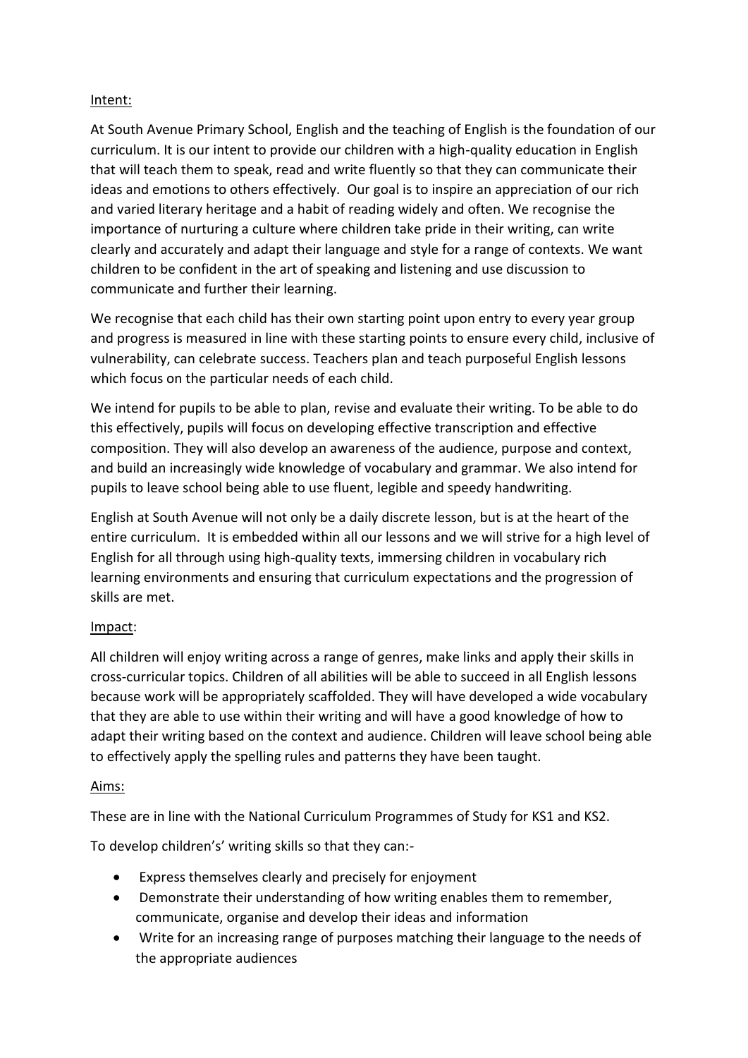## Intent:

At South Avenue Primary School, English and the teaching of English is the foundation of our curriculum. It is our intent to provide our children with a high-quality education in English that will teach them to speak, read and write fluently so that they can communicate their ideas and emotions to others effectively. Our goal is to inspire an appreciation of our rich and varied literary heritage and a habit of reading widely and often. We recognise the importance of nurturing a culture where children take pride in their writing, can write clearly and accurately and adapt their language and style for a range of contexts. We want children to be confident in the art of speaking and listening and use discussion to communicate and further their learning.

We recognise that each child has their own starting point upon entry to every year group and progress is measured in line with these starting points to ensure every child, inclusive of vulnerability, can celebrate success. Teachers plan and teach purposeful English lessons which focus on the particular needs of each child.

We intend for pupils to be able to plan, revise and evaluate their writing. To be able to do this effectively, pupils will focus on developing effective transcription and effective composition. They will also develop an awareness of the audience, purpose and context, and build an increasingly wide knowledge of vocabulary and grammar. We also intend for pupils to leave school being able to use fluent, legible and speedy handwriting.

English at South Avenue will not only be a daily discrete lesson, but is at the heart of the entire curriculum. It is embedded within all our lessons and we will strive for a high level of English for all through using high-quality texts, immersing children in vocabulary rich learning environments and ensuring that curriculum expectations and the progression of skills are met.

## Impact:

All children will enjoy writing across a range of genres, make links and apply their skills in cross-curricular topics. Children of all abilities will be able to succeed in all English lessons because work will be appropriately scaffolded. They will have developed a wide vocabulary that they are able to use within their writing and will have a good knowledge of how to adapt their writing based on the context and audience. Children will leave school being able to effectively apply the spelling rules and patterns they have been taught.

## Aims:

These are in line with the National Curriculum Programmes of Study for KS1 and KS2.

To develop children's' writing skills so that they can:-

- Express themselves clearly and precisely for enjoyment
- Demonstrate their understanding of how writing enables them to remember, communicate, organise and develop their ideas and information
- Write for an increasing range of purposes matching their language to the needs of the appropriate audiences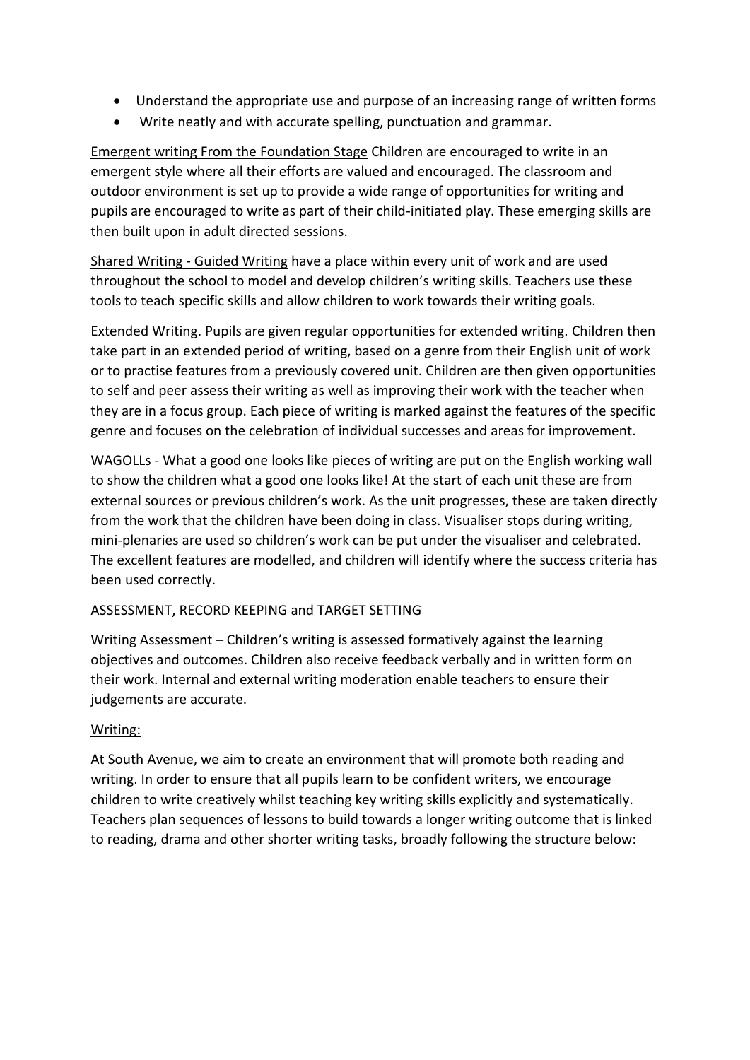- Understand the appropriate use and purpose of an increasing range of written forms
- Write neatly and with accurate spelling, punctuation and grammar.

<u>Emergent writing From the Foundation Stage</u> Children are encouraged to write in an emergent style where all their efforts are valued and encouraged. The classroom and outdoor environment is set up to provide a wide range of opportunities for writing and pupils are encouraged to write as part of their child-initiated play. These emerging skills are then built upon in adult directed sessions.

<u>Shared Writing - Guided Writing</u> have a place within every unit of work and are used throughout the school to model and develop children's writing skills. Teachers use these tools to teach specific skills and allow children to work towards their writing goals.

<u>Extended Writing.</u> Pupils are given regular opportunities for extended writing. Children then take part in an extended period of writing, based on a genre from their English unit of work or to practise features from a previously covered unit. Children are then given opportunities to self and peer assess their writing as well as improving their work with the teacher when they are in a focus group. Each piece of writing is marked against the features of the specific genre and focuses on the celebration of individual successes and areas for improvement.

WAGOLLs - What a good one looks like pieces of writing are put on the English working wall to show the children what a good one looks like! At the start of each unit these are from external sources or previous children's work. As the unit progresses, these are taken directly from the work that the children have been doing in class. Visualiser stops during writing, mini-plenaries are used so children's work can be put under the visualiser and celebrated. The excellent features are modelled, and children will identify where the success criteria has been used correctly.

ASSESSMENT, RECORD KEEPING and TARGET SETTING

Writing Assessment – Children's writing is assessed formatively against the learning objectives and outcomes. Children also receive feedback verbally and in written form on their work. Internal and external writing moderation enable teachers to ensure their judgements are accurate.

<u>Writing:</u>

At South Avenue, we aim to create an environment that will promote both reading and writing. In order to ensure that all pupils learn to be confident writers, we encourage children to write creatively whilst teaching key writing skills explicitly and systematically. Teachers plan sequences of lessons to build towards a longer writing outcome that is linked to reading, drama and other shorter writing tasks, broadly following the structure below: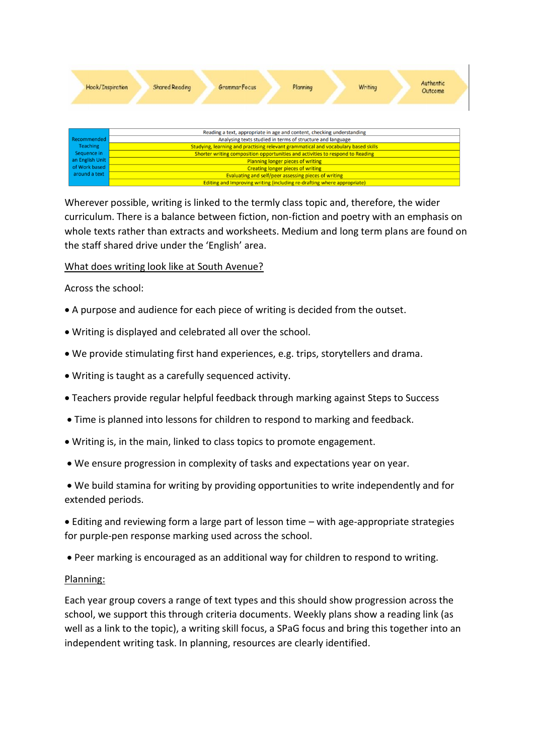Hook/Inspiration → Shared Reading → Grammar Focus → Planning → Writing → Authentic Outcome

| Recommended Teaching Sequence in an English Unit of Work based around a text | Reading a text, appropriate in age and content, checking understanding |
|---|---|
| | Analysing texts studied in terms of structure and language |
| | Studying, learning and practising relevant grammatical and vocabulary based skills |
| | Shorter writing composition opportunities and activities to respond to Reading |
| | Planning longer pieces of writing |
| | Creating longer pieces of writing |
| | Evaluating and self/peer assessing pieces of writing |
| | Editing and Improving writing (including re-drafting where appropriate) |

Wherever possible, writing is linked to the termly class topic and, therefore, the wider curriculum. There is a balance between fiction, non-fiction and poetry with an emphasis on whole texts rather than extracts and worksheets. Medium and long term plans are found on the staff shared drive under the 'English' area.

What does writing look like at South Avenue?

Across the school:

- A purpose and audience for each piece of writing is decided from the outset.
- Writing is displayed and celebrated all over the school.
- We provide stimulating first hand experiences, e.g. trips, storytellers and drama.
- Writing is taught as a carefully sequenced activity.
- Teachers provide regular helpful feedback through marking against Steps to Success
- Time is planned into lessons for children to respond to marking and feedback.
- Writing is, in the main, linked to class topics to promote engagement.
- We ensure progression in complexity of tasks and expectations year on year.
- We build stamina for writing by providing opportunities to write independently and for extended periods.
- Editing and reviewing form a large part of lesson time – with age-appropriate strategies for purple-pen response marking used across the school.
- Peer marking is encouraged as an additional way for children to respond to writing.

Planning:

Each year group covers a range of text types and this should show progression across the school, we support this through criteria documents. Weekly plans show a reading link (as well as a link to the topic), a writing skill focus, a SPaG focus and bring this together into an independent writing task. In planning, resources are clearly identified.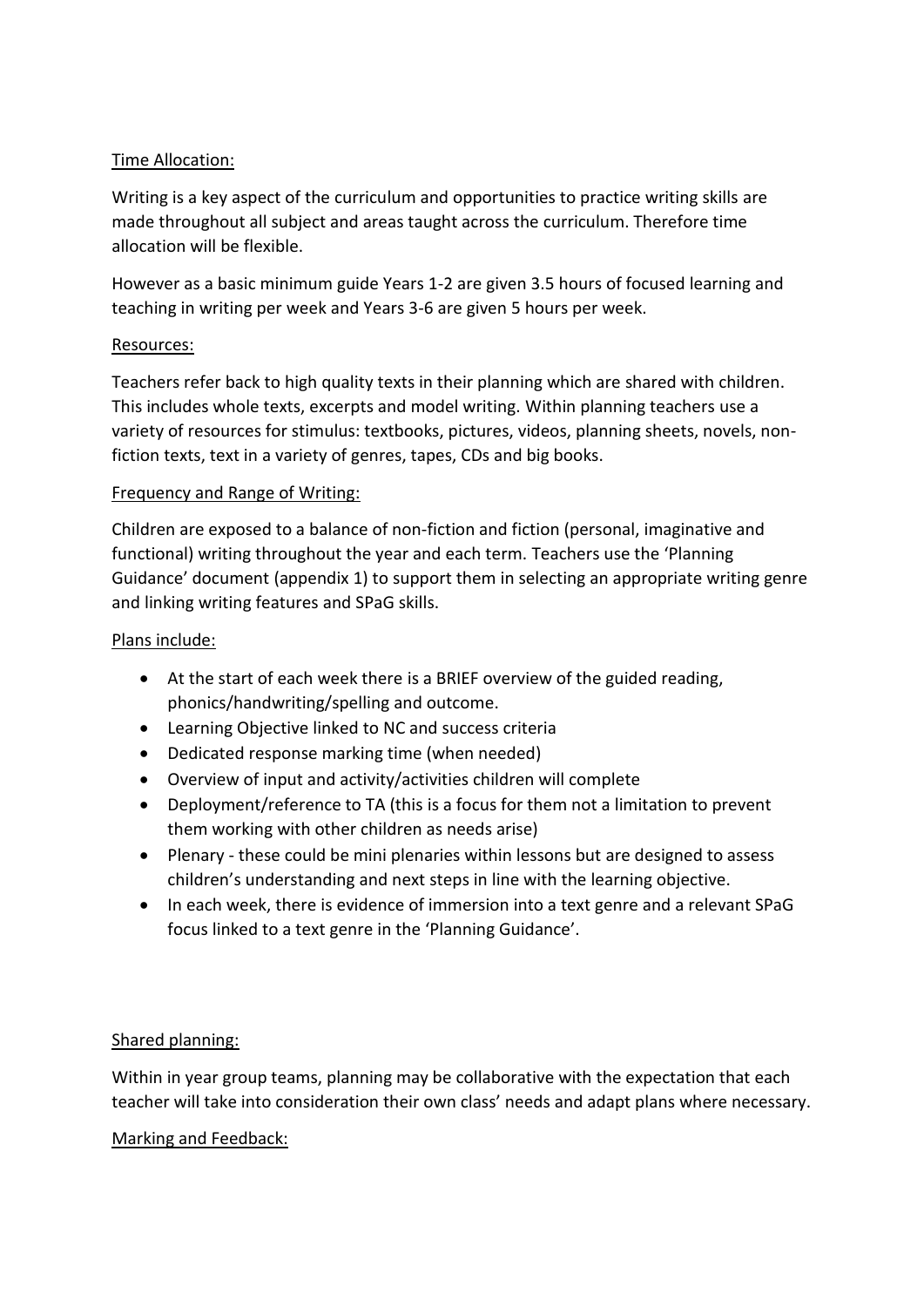## Time Allocation:

Writing is a key aspect of the curriculum and opportunities to practice writing skills are made throughout all subject and areas taught across the curriculum. Therefore time allocation will be flexible.

However as a basic minimum guide Years 1-2 are given 3.5 hours of focused learning and teaching in writing per week and Years 3-6 are given 5 hours per week.

## Resources:

Teachers refer back to high quality texts in their planning which are shared with children. This includes whole texts, excerpts and model writing. Within planning teachers use a variety of resources for stimulus: textbooks, pictures, videos, planning sheets, novels, non-fiction texts, text in a variety of genres, tapes, CDs and big books.

## Frequency and Range of Writing:

Children are exposed to a balance of non-fiction and fiction (personal, imaginative and functional) writing throughout the year and each term. Teachers use the 'Planning Guidance' document (appendix 1) to support them in selecting an appropriate writing genre and linking writing features and SPaG skills.

## Plans include:

- At the start of each week there is a BRIEF overview of the guided reading, phonics/handwriting/spelling and outcome.
- Learning Objective linked to NC and success criteria
- Dedicated response marking time (when needed)
- Overview of input and activity/activities children will complete
- Deployment/reference to TA (this is a focus for them not a limitation to prevent them working with other children as needs arise)
- Plenary - these could be mini plenaries within lessons but are designed to assess children's understanding and next steps in line with the learning objective.
- In each week, there is evidence of immersion into a text genre and a relevant SPaG focus linked to a text genre in the 'Planning Guidance'.

## Shared planning:

Within in year group teams, planning may be collaborative with the expectation that each teacher will take into consideration their own class' needs and adapt plans where necessary.

## Marking and Feedback: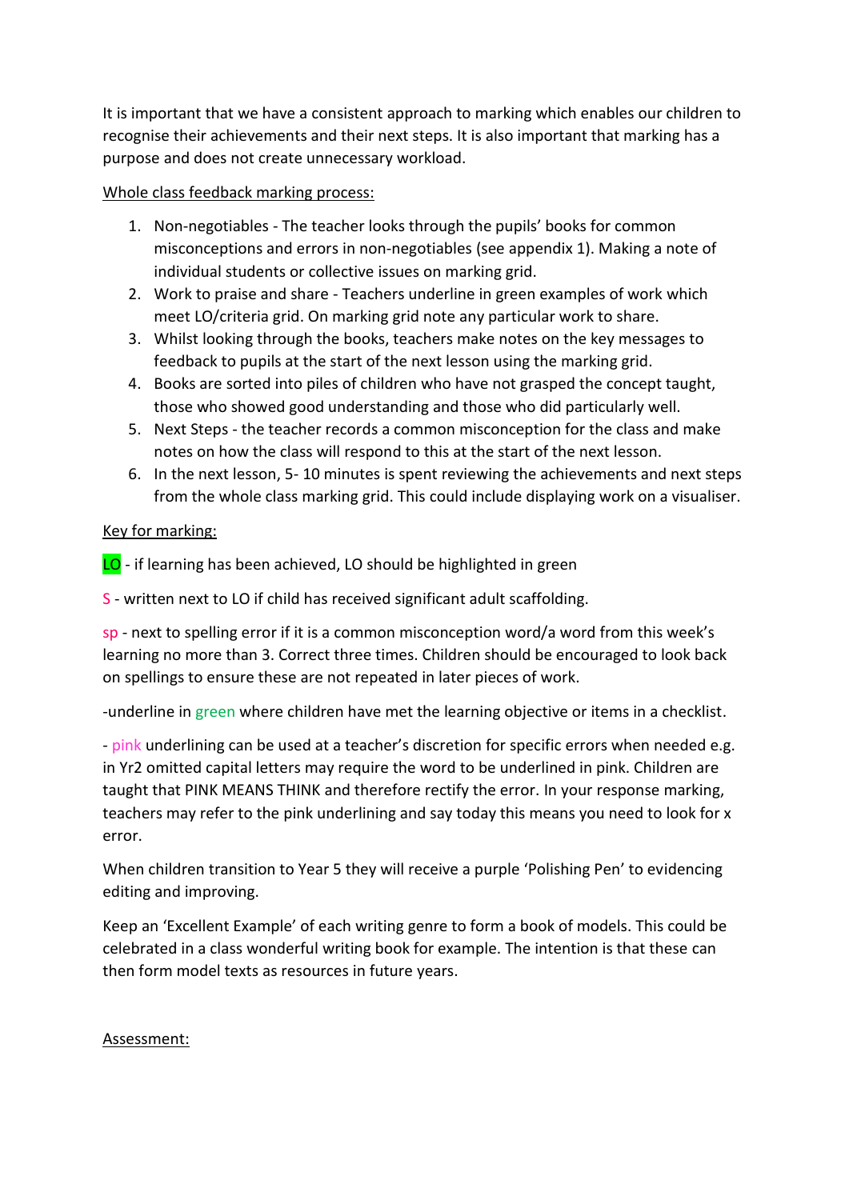It is important that we have a consistent approach to marking which enables our children to recognise their achievements and their next steps. It is also important that marking has a purpose and does not create unnecessary workload.

<u>Whole class feedback marking process:</u>

1. Non-negotiables - The teacher looks through the pupils' books for common misconceptions and errors in non-negotiables (see appendix 1). Making a note of individual students or collective issues on marking grid.
2. Work to praise and share - Teachers underline in green examples of work which meet LO/criteria grid. On marking grid note any particular work to share.
3. Whilst looking through the books, teachers make notes on the key messages to feedback to pupils at the start of the next lesson using the marking grid.
4. Books are sorted into piles of children who have not grasped the concept taught, those who showed good understanding and those who did particularly well.
5. Next Steps - the teacher records a common misconception for the class and make notes on how the class will respond to this at the start of the next lesson.
6. In the next lesson, 5- 10 minutes is spent reviewing the achievements and next steps from the whole class marking grid. This could include displaying work on a visualiser.

<u>Key for marking:</u>

LO - if learning has been achieved, LO should be highlighted in green

S - written next to LO if child has received significant adult scaffolding.

sp - next to spelling error if it is a common misconception word/a word from this week's learning no more than 3. Correct three times. Children should be encouraged to look back on spellings to ensure these are not repeated in later pieces of work.

-underline in green where children have met the learning objective or items in a checklist.

- pink underlining can be used at a teacher's discretion for specific errors when needed e.g. in Yr2 omitted capital letters may require the word to be underlined in pink. Children are taught that PINK MEANS THINK and therefore rectify the error. In your response marking, teachers may refer to the pink underlining and say today this means you need to look for x error.

When children transition to Year 5 they will receive a purple 'Polishing Pen' to evidencing editing and improving.

Keep an 'Excellent Example' of each writing genre to form a book of models. This could be celebrated in a class wonderful writing book for example. The intention is that these can then form model texts as resources in future years.

<u>Assessment:</u>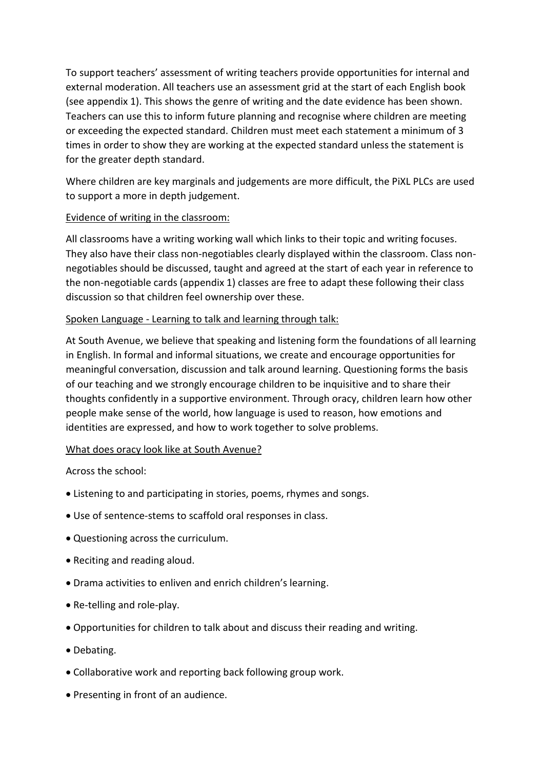To support teachers' assessment of writing teachers provide opportunities for internal and external moderation. All teachers use an assessment grid at the start of each English book (see appendix 1). This shows the genre of writing and the date evidence has been shown. Teachers can use this to inform future planning and recognise where children are meeting or exceeding the expected standard. Children must meet each statement a minimum of 3 times in order to show they are working at the expected standard unless the statement is for the greater depth standard.

Where children are key marginals and judgements are more difficult, the PiXL PLCs are used to support a more in depth judgement.

<u>Evidence of writing in the classroom:</u>

All classrooms have a writing working wall which links to their topic and writing focuses. They also have their class non-negotiables clearly displayed within the classroom. Class non-negotiables should be discussed, taught and agreed at the start of each year in reference to the non-negotiable cards (appendix 1) classes are free to adapt these following their class discussion so that children feel ownership over these.

<u>Spoken Language - Learning to talk and learning through talk:</u>

At South Avenue, we believe that speaking and listening form the foundations of all learning in English. In formal and informal situations, we create and encourage opportunities for meaningful conversation, discussion and talk around learning. Questioning forms the basis of our teaching and we strongly encourage children to be inquisitive and to share their thoughts confidently in a supportive environment. Through oracy, children learn how other people make sense of the world, how language is used to reason, how emotions and identities are expressed, and how to work together to solve problems.

<u>What does oracy look like at South Avenue?</u>

Across the school:

- Listening to and participating in stories, poems, rhymes and songs.
- Use of sentence-stems to scaffold oral responses in class.
- Questioning across the curriculum.
- Reciting and reading aloud.
- Drama activities to enliven and enrich children's learning.
- Re-telling and role-play.
- Opportunities for children to talk about and discuss their reading and writing.
- Debating.
- Collaborative work and reporting back following group work.
- Presenting in front of an audience.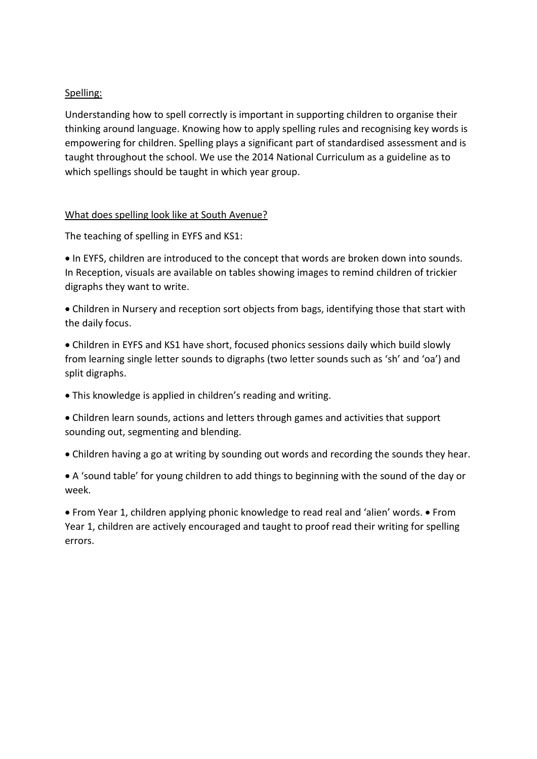## Spelling:

Understanding how to spell correctly is important in supporting children to organise their thinking around language. Knowing how to apply spelling rules and recognising key words is empowering for children. Spelling plays a significant part of standardised assessment and is taught throughout the school. We use the 2014 National Curriculum as a guideline as to which spellings should be taught in which year group.

### What does spelling look like at South Avenue?

The teaching of spelling in EYFS and KS1:

- In EYFS, children are introduced to the concept that words are broken down into sounds. In Reception, visuals are available on tables showing images to remind children of trickier digraphs they want to write.
- Children in Nursery and reception sort objects from bags, identifying those that start with the daily focus.
- Children in EYFS and KS1 have short, focused phonics sessions daily which build slowly from learning single letter sounds to digraphs (two letter sounds such as 'sh' and 'oa') and split digraphs.
- This knowledge is applied in children's reading and writing.
- Children learn sounds, actions and letters through games and activities that support sounding out, segmenting and blending.
- Children having a go at writing by sounding out words and recording the sounds they hear.
- A 'sound table' for young children to add things to beginning with the sound of the day or week.
- From Year 1, children applying phonic knowledge to read real and 'alien' words.
- From Year 1, children are actively encouraged and taught to proof read their writing for spelling errors.